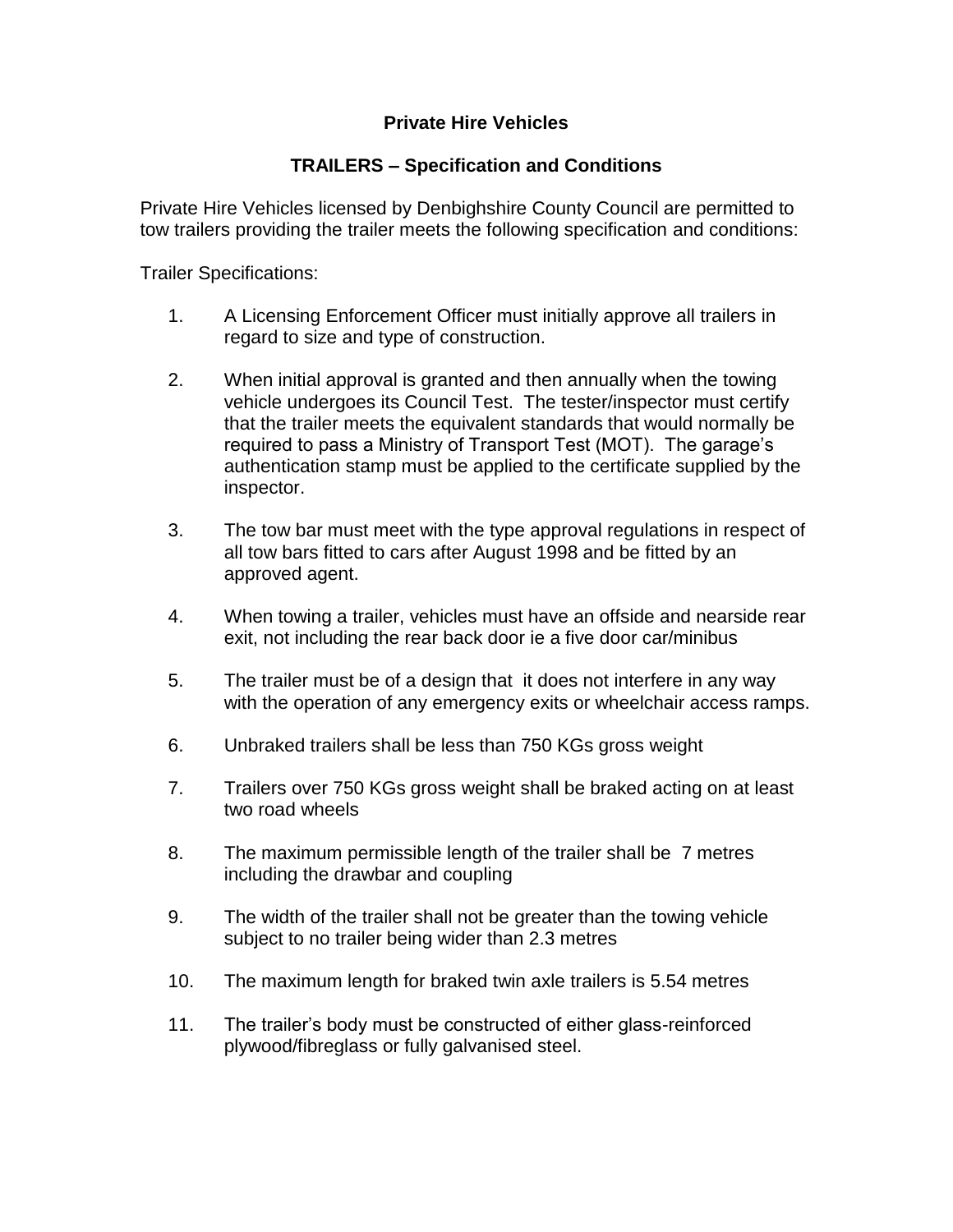# Private Hire Vehicles

## TRAILERS – Specification and Conditions

Private Hire Vehicles licensed by Denbighshire County Council are permitted to tow trailers providing the trailer meets the following specification and conditions:

Trailer Specifications:

1. A Licensing Enforcement Officer must initially approve all trailers in regard to size and type of construction.

2. When initial approval is granted and then annually when the towing vehicle undergoes its Council Test. The tester/inspector must certify that the trailer meets the equivalent standards that would normally be required to pass a Ministry of Transport Test (MOT). The garage's authentication stamp must be applied to the certificate supplied by the inspector.

3. The tow bar must meet with the type approval regulations in respect of all tow bars fitted to cars after August 1998 and be fitted by an approved agent.

4. When towing a trailer, vehicles must have an offside and nearside rear exit, not including the rear back door ie a five door car/minibus

5. The trailer must be of a design that it does not interfere in any way with the operation of any emergency exits or wheelchair access ramps.

6. Unbraked trailers shall be less than 750 KGs gross weight

7. Trailers over 750 KGs gross weight shall be braked acting on at least two road wheels

8. The maximum permissible length of the trailer shall be 7 metres including the drawbar and coupling

9. The width of the trailer shall not be greater than the towing vehicle subject to no trailer being wider than 2.3 metres

10. The maximum length for braked twin axle trailers is 5.54 metres

11. The trailer's body must be constructed of either glass-reinforced plywood/fibreglass or fully galvanised steel.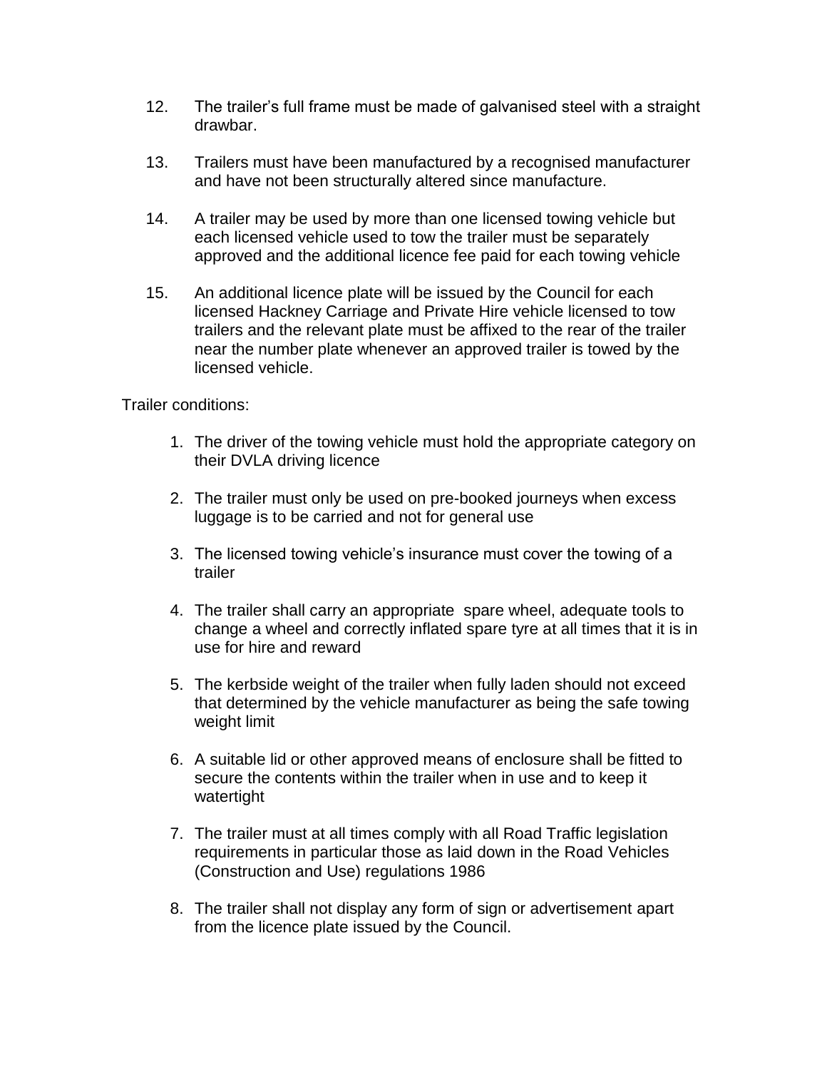12. The trailer's full frame must be made of galvanised steel with a straight drawbar.

13. Trailers must have been manufactured by a recognised manufacturer and have not been structurally altered since manufacture.

14. A trailer may be used by more than one licensed towing vehicle but each licensed vehicle used to tow the trailer must be separately approved and the additional licence fee paid for each towing vehicle

15. An additional licence plate will be issued by the Council for each licensed Hackney Carriage and Private Hire vehicle licensed to tow trailers and the relevant plate must be affixed to the rear of the trailer near the number plate whenever an approved trailer is towed by the licensed vehicle.

Trailer conditions:

1. The driver of the towing vehicle must hold the appropriate category on their DVLA driving licence
2. The trailer must only be used on pre-booked journeys when excess luggage is to be carried and not for general use
3. The licensed towing vehicle's insurance must cover the towing of a trailer
4. The trailer shall carry an appropriate spare wheel, adequate tools to change a wheel and correctly inflated spare tyre at all times that it is in use for hire and reward
5. The kerbside weight of the trailer when fully laden should not exceed that determined by the vehicle manufacturer as being the safe towing weight limit
6. A suitable lid or other approved means of enclosure shall be fitted to secure the contents within the trailer when in use and to keep it watertight
7. The trailer must at all times comply with all Road Traffic legislation requirements in particular those as laid down in the Road Vehicles (Construction and Use) regulations 1986
8. The trailer shall not display any form of sign or advertisement apart from the licence plate issued by the Council.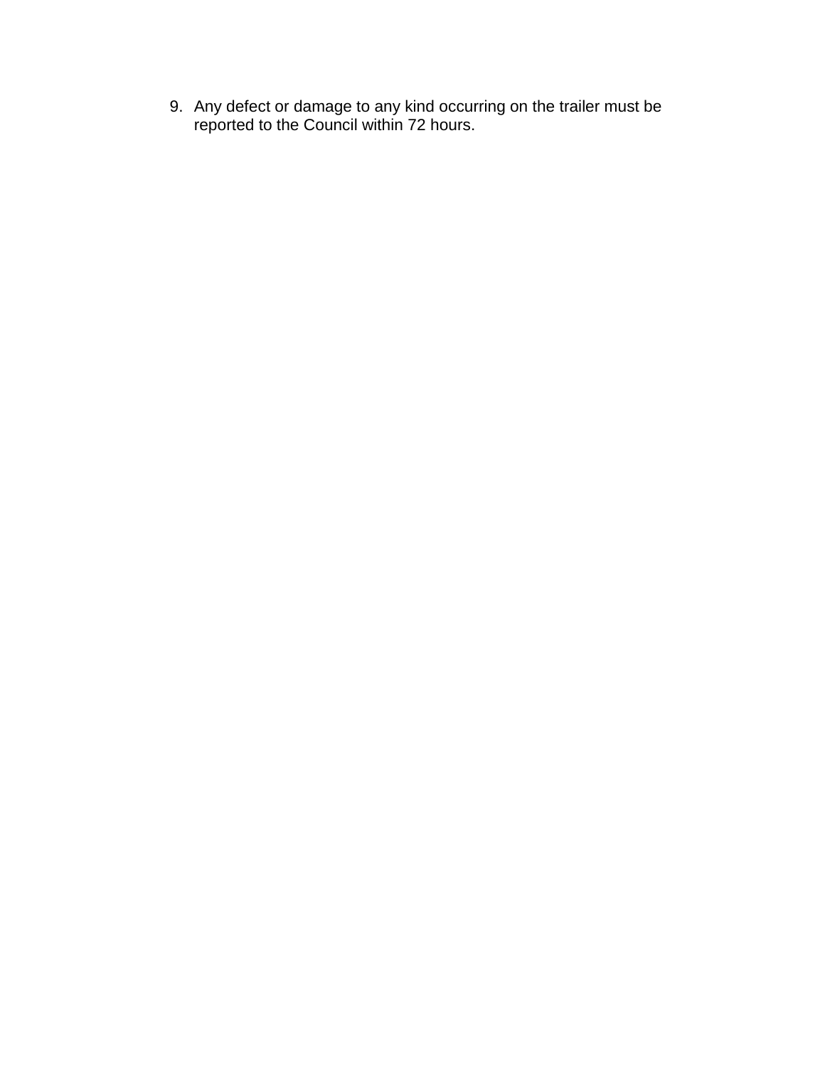9. Any defect or damage to any kind occurring on the trailer must be reported to the Council within 72 hours.